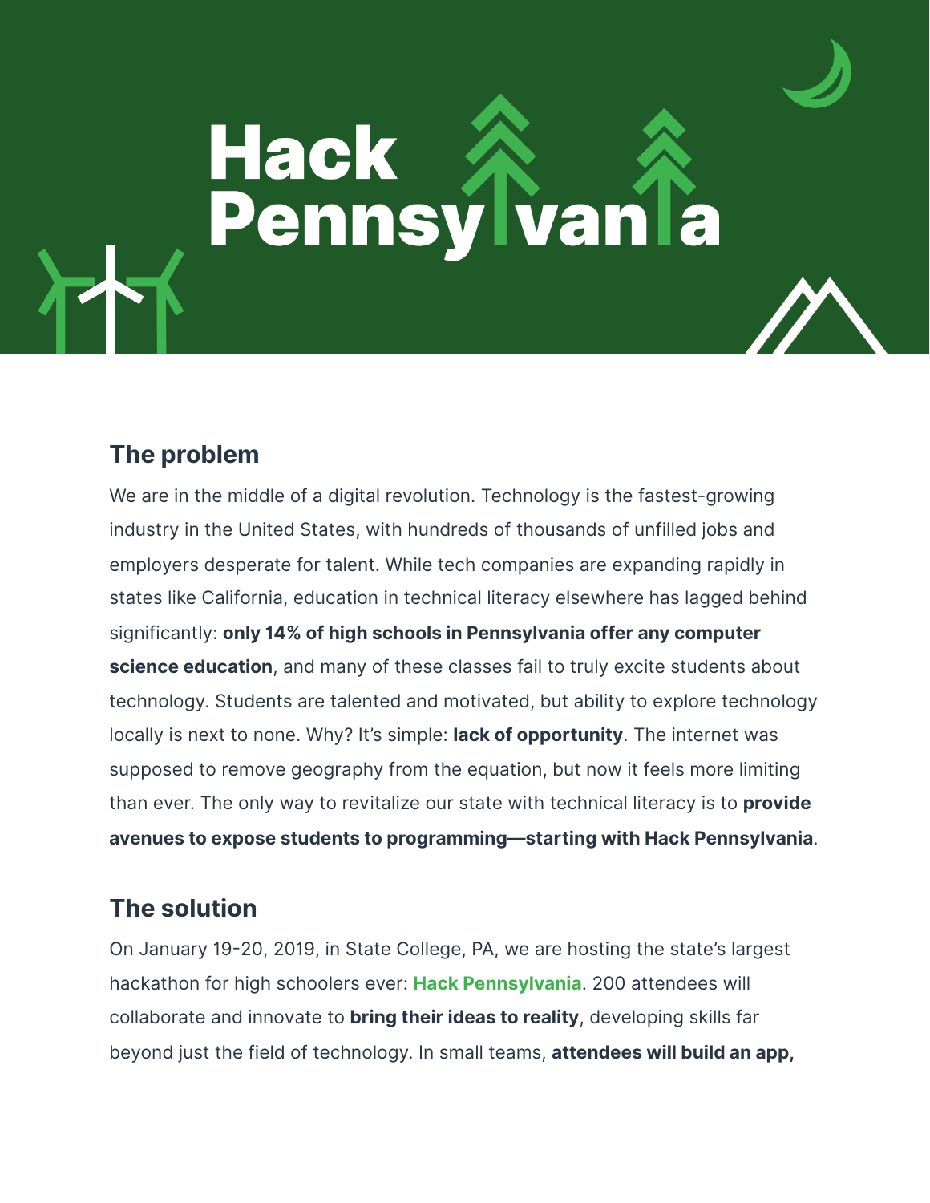# Hack Pennsylvania

## The problem

We are in the middle of a digital revolution. Technology is the fastest-growing industry in the United States, with hundreds of thousands of unfilled jobs and employers desperate for talent. While tech companies are expanding rapidly in states like California, education in technical literacy elsewhere has lagged behind significantly: **only 14% of high schools in Pennsylvania offer any computer science education**, and many of these classes fail to truly excite students about technology. Students are talented and motivated, but ability to explore technology locally is next to none. Why? It's simple: **lack of opportunity**. The internet was supposed to remove geography from the equation, but now it feels more limiting than ever. The only way to revitalize our state with technical literacy is to **provide avenues to expose students to programming—starting with Hack Pennsylvania**.

## The solution

On January 19-20, 2019, in State College, PA, we are hosting the state's largest hackathon for high schoolers ever: **Hack Pennsylvania**. 200 attendees will collaborate and innovate to **bring their ideas to reality**, developing skills far beyond just the field of technology. In small teams, **attendees will build an app,**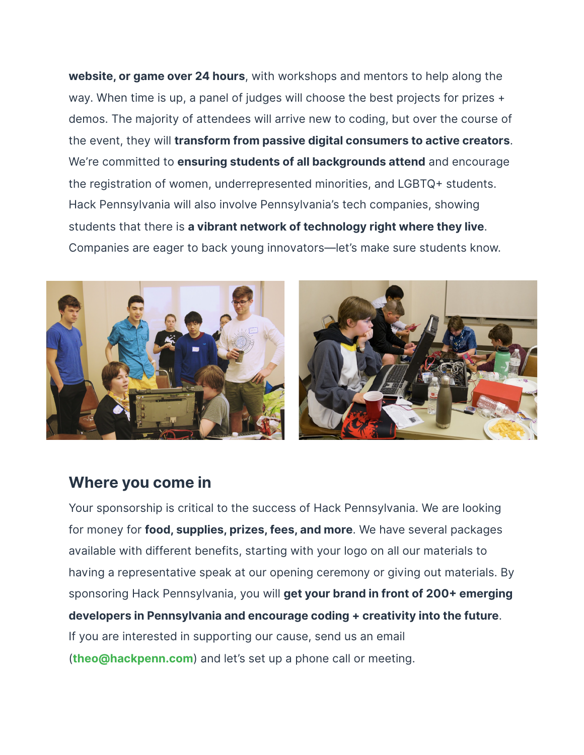**website, or game over 24 hours**, with workshops and mentors to help along the way. When time is up, a panel of judges will choose the best projects for prizes + demos. The majority of attendees will arrive new to coding, but over the course of the event, they will **transform from passive digital consumers to active creators**. We're committed to **ensuring students of all backgrounds attend** and encourage the registration of women, underrepresented minorities, and LGBTQ+ students. Hack Pennsylvania will also involve Pennsylvania's tech companies, showing students that there is **a vibrant network of technology right where they live**. Companies are eager to back young innovators—let's make sure students know.

## Where you come in

Your sponsorship is critical to the success of Hack Pennsylvania. We are looking for money for **food, supplies, prizes, fees, and more**. We have several packages available with different benefits, starting with your logo on all our materials to having a representative speak at our opening ceremony or giving out materials. By sponsoring Hack Pennsylvania, you will **get your brand in front of 200+ emerging developers in Pennsylvania and encourage coding + creativity into the future**. If you are interested in supporting our cause, send us an email (**theo@hackpenn.com**) and let's set up a phone call or meeting.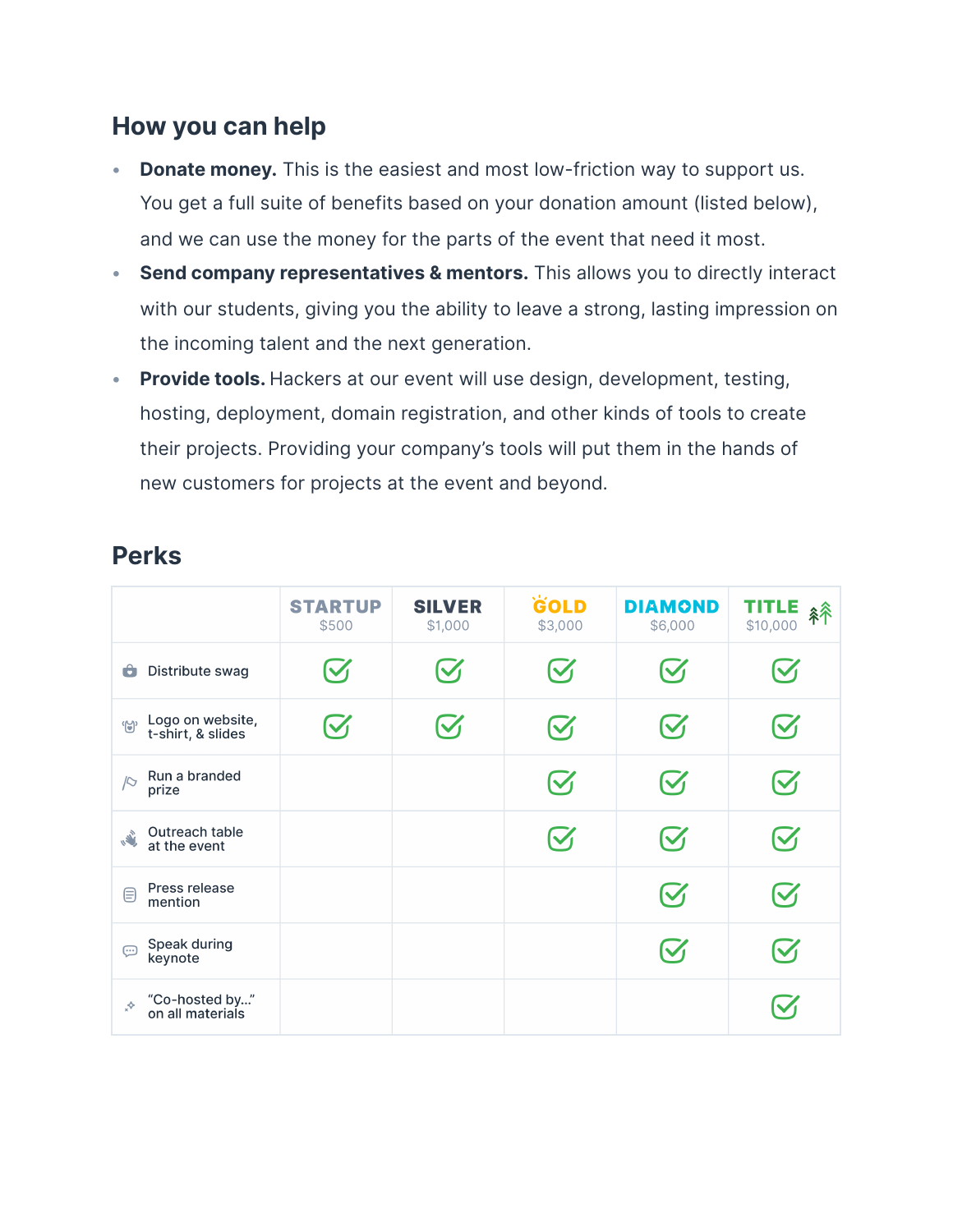## How you can help

- **Donate money.** This is the easiest and most low-friction way to support us. You get a full suite of benefits based on your donation amount (listed below), and we can use the money for the parts of the event that need it most.
- **Send company representatives & mentors.** This allows you to directly interact with our students, giving you the ability to leave a strong, lasting impression on the incoming talent and the next generation.
- **Provide tools.** Hackers at our event will use design, development, testing, hosting, deployment, domain registration, and other kinds of tools to create their projects. Providing your company's tools will put them in the hands of new customers for projects at the event and beyond.

## Perks

| | STARTUP $500 | SILVER $1,000 | GOLD $3,000 | DIAMOND $6,000 | TITLE $10,000 |
|---|---|---|---|---|---|
| Distribute swag | ✓ | ✓ | ✓ | ✓ | ✓ |
| Logo on website, t-shirt, & slides | ✓ | ✓ | ✓ | ✓ | ✓ |
| Run a branded prize | | | ✓ | ✓ | ✓ |
| Outreach table at the event | | | ✓ | ✓ | ✓ |
| Press release mention | | | | ✓ | ✓ |
| Speak during keynote | | | | ✓ | ✓ |
| "Co-hosted by…" on all materials | | | | | ✓ |